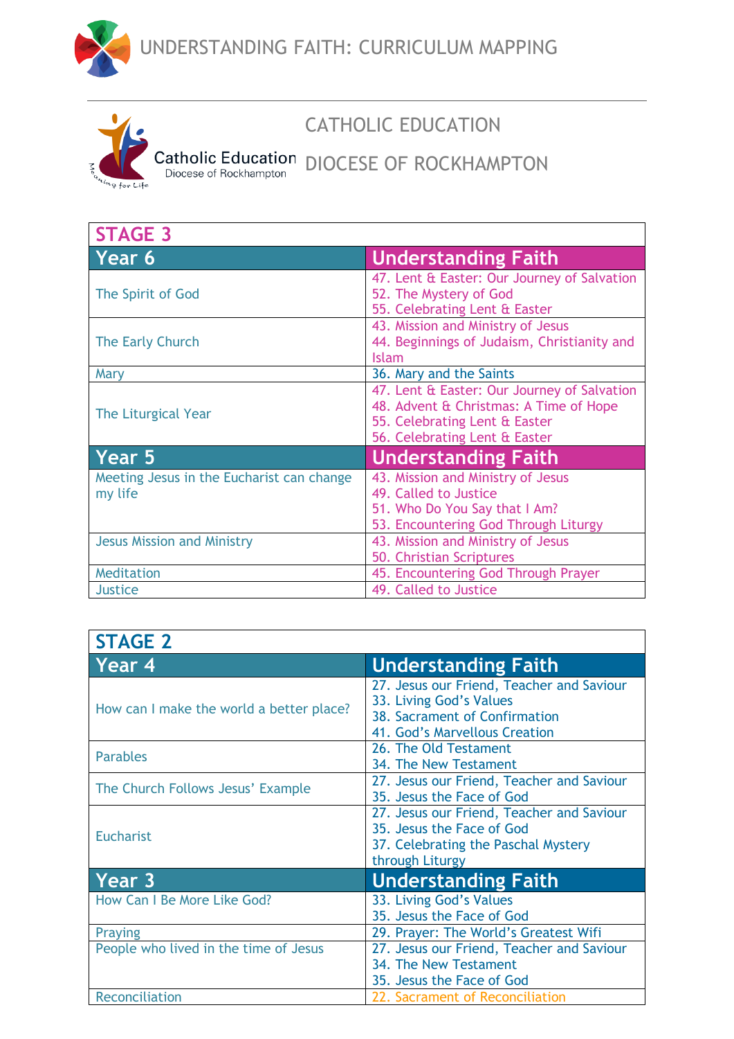# UNDERSTANDING FAITH: CURRICULUM MAPPING

## CATHOLIC EDUCATION

## DIOCESE OF ROCKHAMPTON

Catholic Education
Diocese of Rockhampton
Meaning for Life

## STAGE 3

| Year 6 | Understanding Faith |
|---|---|
| The Spirit of God | 47. Lent & Easter: Our Journey of Salvation<br>52. The Mystery of God<br>55. Celebrating Lent & Easter |
| The Early Church | 43. Mission and Ministry of Jesus<br>44. Beginnings of Judaism, Christianity and Islam |
| Mary | 36. Mary and the Saints |
| The Liturgical Year | 47. Lent & Easter: Our Journey of Salvation<br>48. Advent & Christmas: A Time of Hope<br>55. Celebrating Lent & Easter<br>56. Celebrating Lent & Easter |
| **Year 5** | **Understanding Faith** |
| Meeting Jesus in the Eucharist can change my life | 43. Mission and Ministry of Jesus<br>49. Called to Justice<br>51. Who Do You Say that I Am?<br>53. Encountering God Through Liturgy |
| Jesus Mission and Ministry | 43. Mission and Ministry of Jesus<br>50. Christian Scriptures |
| Meditation | 45. Encountering God Through Prayer |
| Justice | 49. Called to Justice |

## STAGE 2

| Year 4 | Understanding Faith |
|---|---|
| How can I make the world a better place? | 27. Jesus our Friend, Teacher and Saviour<br>33. Living God's Values<br>38. Sacrament of Confirmation<br>41. God's Marvellous Creation |
| Parables | 26. The Old Testament<br>34. The New Testament |
| The Church Follows Jesus' Example | 27. Jesus our Friend, Teacher and Saviour<br>35. Jesus the Face of God |
| Eucharist | 27. Jesus our Friend, Teacher and Saviour<br>35. Jesus the Face of God<br>37. Celebrating the Paschal Mystery through Liturgy |
| **Year 3** | **Understanding Faith** |
| How Can I Be More Like God? | 33. Living God's Values<br>35. Jesus the Face of God |
| Praying | 29. Prayer: The World's Greatest Wifi |
| People who lived in the time of Jesus | 27. Jesus our Friend, Teacher and Saviour<br>34. The New Testament<br>35. Jesus the Face of God |
| Reconciliation | 22. Sacrament of Reconciliation |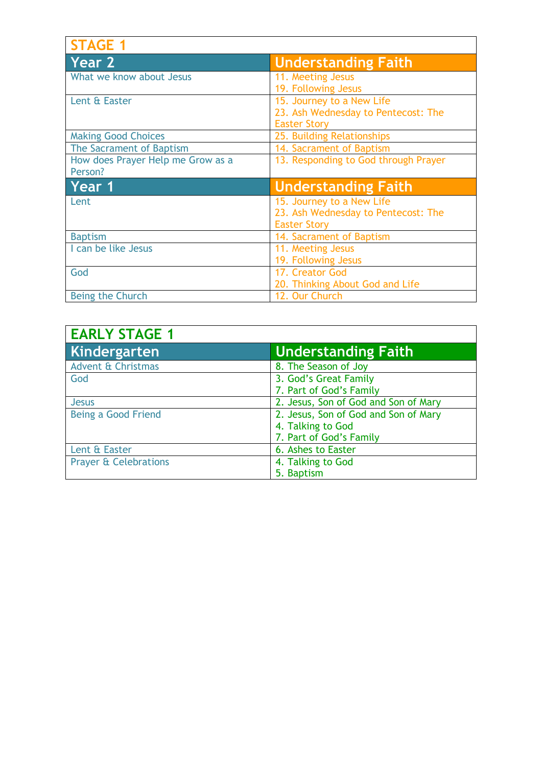## STAGE 1

| Year 2 | Understanding Faith |
|---|---|
| What we know about Jesus | 11. Meeting Jesus<br>19. Following Jesus |
| Lent & Easter | 15. Journey to a New Life<br>23. Ash Wednesday to Pentecost: The Easter Story |
| Making Good Choices | 25. Building Relationships |
| The Sacrament of Baptism | 14. Sacrament of Baptism |
| How does Prayer Help me Grow as a Person? | 13. Responding to God through Prayer |
| **Year 1** | **Understanding Faith** |
| Lent | 15. Journey to a New Life<br>23. Ash Wednesday to Pentecost: The Easter Story |
| Baptism | 14. Sacrament of Baptism |
| I can be like Jesus | 11. Meeting Jesus<br>19. Following Jesus |
| God | 17. Creator God<br>20. Thinking About God and Life |
| Being the Church | 12. Our Church |

## EARLY STAGE 1

| Kindergarten | Understanding Faith |
|---|---|
| Advent & Christmas | 8. The Season of Joy |
| God | 3. God's Great Family<br>7. Part of God's Family |
| Jesus | 2. Jesus, Son of God and Son of Mary |
| Being a Good Friend | 2. Jesus, Son of God and Son of Mary<br>4. Talking to God<br>7. Part of God's Family |
| Lent & Easter | 6. Ashes to Easter |
| Prayer & Celebrations | 4. Talking to God<br>5. Baptism |